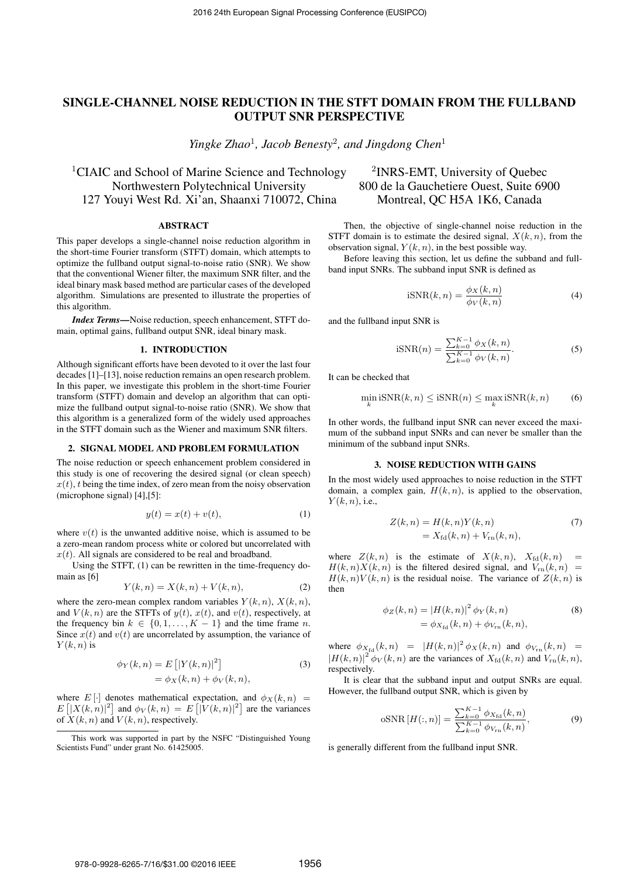# SINGLE-CHANNEL NOISE REDUCTION IN THE STFT DOMAIN FROM THE FULLBAND OUTPUT SNR PERSPECTIVE

*Yingke Zhao*[1], *Jacob Benesty*[2], *and Jingdong Chen*[1]

[1]CIAIC and School of Marine Science and Technology
Northwestern Polytechnical University
127 Youyi West Rd. Xi'an, Shaanxi 710072, China

[2]INRS-EMT, University of Quebec
800 de la Gauchetiere Ouest, Suite 6900
Montreal, QC H5A 1K6, Canada

## ABSTRACT

This paper develops a single-channel noise reduction algorithm in the short-time Fourier transform (STFT) domain, which attempts to optimize the fullband output signal-to-noise ratio (SNR). We show that the conventional Wiener filter, the maximum SNR filter, and the ideal binary mask based method are particular cases of the developed algorithm. Simulations are presented to illustrate the properties of this algorithm.

***Index Terms*—**Noise reduction, speech enhancement, STFT domain, optimal gains, fullband output SNR, ideal binary mask.

## 1. INTRODUCTION

Although significant efforts have been devoted to it over the last four decades [1]–[13], noise reduction remains an open research problem. In this paper, we investigate this problem in the short-time Fourier transform (STFT) domain and develop an algorithm that can optimize the fullband output signal-to-noise ratio (SNR). We show that this algorithm is a generalized form of the widely used approaches in the STFT domain such as the Wiener and maximum SNR filters.

## 2. SIGNAL MODEL AND PROBLEM FORMULATION

The noise reduction or speech enhancement problem considered in this study is one of recovering the desired signal (or clean speech) $x(t)$, $t$ being the time index, of zero mean from the noisy observation (microphone signal) [4],[5]:

$$y(t) = x(t) + v(t), \tag{1}$$

where $v(t)$ is the unwanted additive noise, which is assumed to be a zero-mean random process white or colored but uncorrelated with $x(t)$. All signals are considered to be real and broadband.

Using the STFT, (1) can be rewritten in the time-frequency domain as [6]

$$Y(k,n) = X(k,n) + V(k,n), \tag{2}$$

where the zero-mean complex random variables $Y(k,n)$, $X(k,n)$, and $V(k,n)$ are the STFTs of $y(t)$, $x(t)$, and $v(t)$, respectively, at the frequency bin $k \in \{0, 1, \ldots, K-1\}$ and the time frame $n$. Since $x(t)$ and $v(t)$ are uncorrelated by assumption, the variance of $Y(k,n)$ is

$$\begin{aligned} \phi_Y(k,n) &= E\left[|Y(k,n)|^2\right] \\ &= \phi_X(k,n) + \phi_V(k,n), \end{aligned} \tag{3}$$

where $E[\cdot]$ denotes mathematical expectation, and $\phi_X(k,n) = E\left[|X(k,n)|^2\right]$ and $\phi_V(k,n) = E\left[|V(k,n)|^2\right]$ are the variances of $X(k,n)$ and $V(k,n)$, respectively.

Then, the objective of single-channel noise reduction in the STFT domain is to estimate the desired signal, $X(k,n)$, from the observation signal, $Y(k,n)$, in the best possible way.

Before leaving this section, let us define the subband and fullband input SNRs. The subband input SNR is defined as

$$\mathrm{iSNR}(k,n) = \frac{\phi_X(k,n)}{\phi_V(k,n)} \tag{4}$$

and the fullband input SNR is

$$\mathrm{iSNR}(n) = \frac{\sum_{k=0}^{K-1} \phi_X(k,n)}{\sum_{k=0}^{K-1} \phi_V(k,n)}. \tag{5}$$

It can be checked that

$$\min_k \mathrm{iSNR}(k,n) \leq \mathrm{iSNR}(n) \leq \max_k \mathrm{iSNR}(k,n) \tag{6}$$

In other words, the fullband input SNR can never exceed the maximum of the subband input SNRs and can never be smaller than the minimum of the subband input SNRs.

## 3. NOISE REDUCTION WITH GAINS

In the most widely used approaches to noise reduction in the STFT domain, a complex gain, $H(k,n)$, is applied to the observation, $Y(k,n)$, i.e.,

$$\begin{aligned} Z(k,n) &= H(k,n)Y(k,n) \\ &= X_{\mathrm{fd}}(k,n) + V_{\mathrm{rn}}(k,n), \end{aligned} \tag{7}$$

where $Z(k,n)$ is the estimate of $X(k,n)$, $X_{\mathrm{fd}}(k,n) = H(k,n)X(k,n)$ is the filtered desired signal, and $V_{\mathrm{rn}}(k,n) = H(k,n)V(k,n)$ is the residual noise. The variance of $Z(k,n)$ is then

$$\begin{aligned} \phi_Z(k,n) &= |H(k,n)|^2 \phi_Y(k,n) \\ &= \phi_{X_{\mathrm{fd}}}(k,n) + \phi_{V_{\mathrm{rn}}}(k,n), \end{aligned} \tag{8}$$

where $\phi_{X_{\mathrm{fd}}}(k,n) = |H(k,n)|^2 \phi_X(k,n)$ and $\phi_{V_{\mathrm{rn}}}(k,n) = |H(k,n)|^2 \phi_V(k,n)$ are the variances of $X_{\mathrm{fd}}(k,n)$ and $V_{\mathrm{rn}}(k,n)$, respectively.

It is clear that the subband input and output SNRs are equal. However, the fullband output SNR, which is given by

$$\mathrm{oSNR}\left[H(:,n)\right] = \frac{\sum_{k=0}^{K-1} \phi_{X_{\mathrm{fd}}}(k,n)}{\sum_{k=0}^{K-1} \phi_{V_{\mathrm{rn}}}(k,n)}, \tag{9}$$

is generally different from the fullband input SNR.

This work was supported in part by the NSFC "Distinguished Young Scientists Fund" under grant No. 61425005.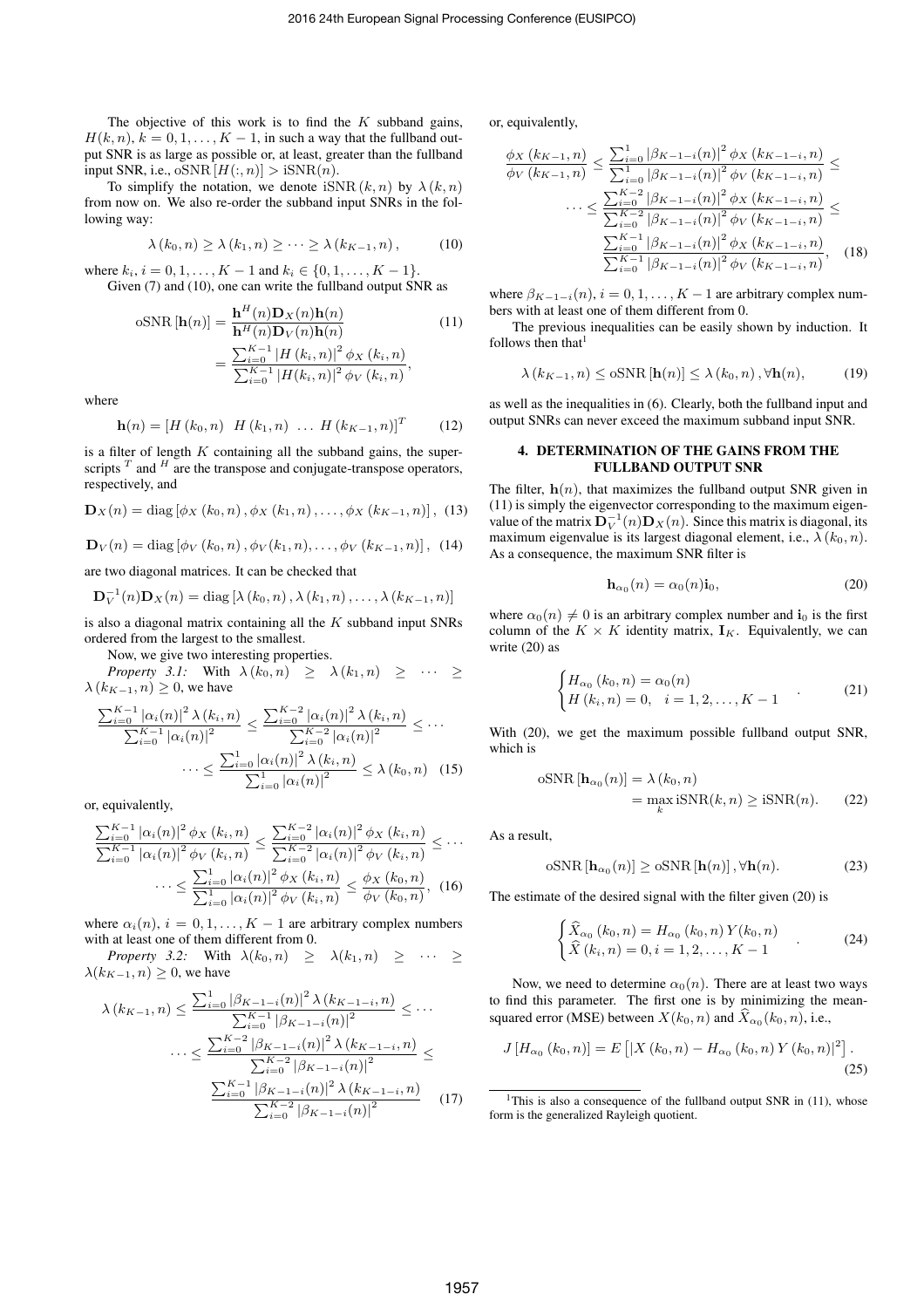The objective of this work is to find the $K$ subband gains, $H(k, n)$, $k = 0, 1, \ldots, K-1$, in such a way that the fullband output SNR is as large as possible or, at least, greater than the fullband input SNR, i.e., $\mathrm{oSNR}\left[H(:, n)\right] > \mathrm{iSNR}(n)$.

To simplify the notation, we denote $\mathrm{iSNR}\left(k, n\right)$ by $\lambda\left(k, n\right)$ from now on. We also re-order the subband input SNRs in the following way:

$$\lambda\left(k_0, n\right) \geq \lambda\left(k_1, n\right) \geq \cdots \geq \lambda\left(k_{K-1}, n\right), \tag{10}$$

where $k_i$, $i = 0, 1, \ldots, K-1$ and $k_i \in \{0, 1, \ldots, K-1\}$.

Given (7) and (10), one can write the fullband output SNR as

$$\begin{aligned}\mathrm{oSNR}\left[\mathbf{h}(n)\right] &= \frac{\mathbf{h}^H(n)\mathbf{D}_X(n)\mathbf{h}(n)}{\mathbf{h}^H(n)\mathbf{D}_V(n)\mathbf{h}(n)} \\ &= \frac{\sum_{i=0}^{K-1}\left|H\left(k_i, n\right)\right|^2 \phi_X\left(k_i, n\right)}{\sum_{i=0}^{K-1}\left|H(k_i, n)\right|^2 \phi_V\left(k_i, n\right)},\end{aligned} \tag{11}$$

where

$$\mathbf{h}(n) = \left[H\left(k_0, n\right) \;\; H\left(k_1, n\right) \;\ldots\; H\left(k_{K-1}, n\right)\right]^T \tag{12}$$

is a filter of length $K$ containing all the subband gains, the superscripts $^T$ and $^H$ are the transpose and conjugate-transpose operators, respectively, and

$$\mathbf{D}_X(n) = \mathrm{diag}\left[\phi_X\left(k_0, n\right), \phi_X\left(k_1, n\right), \ldots, \phi_X\left(k_{K-1}, n\right)\right], \tag{13}$$

$$\mathbf{D}_V(n) = \mathrm{diag}\left[\phi_V\left(k_0, n\right), \phi_V(k_1, n), \ldots, \phi_V\left(k_{K-1}, n\right)\right], \tag{14}$$

are two diagonal matrices. It can be checked that

$$\mathbf{D}_V^{-1}(n)\mathbf{D}_X(n) = \mathrm{diag}\left[\lambda\left(k_0, n\right), \lambda\left(k_1, n\right), \ldots, \lambda\left(k_{K-1}, n\right)\right]$$

is also a diagonal matrix containing all the $K$ subband input SNRs ordered from the largest to the smallest.

Now, we give two interesting properties.

*Property 3.1:* With $\lambda\left(k_0, n\right) \geq \lambda\left(k_1, n\right) \geq \cdots \geq \lambda\left(k_{K-1}, n\right) \geq 0$, we have

$$\begin{aligned}\frac{\sum_{i=0}^{K-1}\left|\alpha_i(n)\right|^2 \lambda\left(k_i, n\right)}{\sum_{i=0}^{K-1}\left|\alpha_i(n)\right|^2} \leq \frac{\sum_{i=0}^{K-2}\left|\alpha_i(n)\right|^2 \lambda\left(k_i, n\right)}{\sum_{i=0}^{K-2}\left|\alpha_i(n)\right|^2} \leq \cdots \\ \cdots \leq \frac{\sum_{i=0}^{1}\left|\alpha_i(n)\right|^2 \lambda\left(k_i, n\right)}{\sum_{i=0}^{1}\left|\alpha_i(n)\right|^2} \leq \lambda\left(k_0, n\right)\end{aligned} \tag{15}$$

or, equivalently,

$$\begin{aligned}\frac{\sum_{i=0}^{K-1}\left|\alpha_i(n)\right|^2 \phi_X\left(k_i, n\right)}{\sum_{i=0}^{K-1}\left|\alpha_i(n)\right|^2 \phi_V\left(k_i, n\right)} \leq \frac{\sum_{i=0}^{K-2}\left|\alpha_i(n)\right|^2 \phi_X\left(k_i, n\right)}{\sum_{i=0}^{K-2}\left|\alpha_i(n)\right|^2 \phi_V\left(k_i, n\right)} \leq \cdots \\ \cdots \leq \frac{\sum_{i=0}^{1}\left|\alpha_i(n)\right|^2 \phi_X\left(k_i, n\right)}{\sum_{i=0}^{1}\left|\alpha_i(n)\right|^2 \phi_V\left(k_i, n\right)} \leq \frac{\phi_X\left(k_0, n\right)}{\phi_V\left(k_0, n\right)},\end{aligned} \tag{16}$$

where $\alpha_i(n)$, $i = 0, 1, \ldots, K-1$ are arbitrary complex numbers with at least one of them different from 0.

*Property 3.2:* With $\lambda(k_0, n) \geq \lambda(k_1, n) \geq \cdots \geq \lambda(k_{K-1}, n) \geq 0$, we have

$$\begin{aligned}\lambda\left(k_{K-1}, n\right) \leq \frac{\sum_{i=0}^{1}\left|\beta_{K-1-i}(n)\right|^2 \lambda\left(k_{K-1-i}, n\right)}{\sum_{i=0}^{K-1}\left|\beta_{K-1-i}(n)\right|^2} \leq \cdots \\ \cdots \leq \frac{\sum_{i=0}^{K-2}\left|\beta_{K-1-i}(n)\right|^2 \lambda\left(k_{K-1-i}, n\right)}{\sum_{i=0}^{K-2}\left|\beta_{K-1-i}(n)\right|^2} \leq \\ \frac{\sum_{i=0}^{K-1}\left|\beta_{K-1-i}(n)\right|^2 \lambda\left(k_{K-1-i}, n\right)}{\sum_{i=0}^{K-2}\left|\beta_{K-1-i}(n)\right|^2}\end{aligned} \tag{17}$$

or, equivalently,

$$\begin{aligned}\frac{\phi_X\left(k_{K-1}, n\right)}{\phi_V\left(k_{K-1}, n\right)} \leq \frac{\sum_{i=0}^{1}\left|\beta_{K-1-i}(n)\right|^2 \phi_X\left(k_{K-1-i}, n\right)}{\sum_{i=0}^{1}\left|\beta_{K-1-i}(n)\right|^2 \phi_V\left(k_{K-1-i}, n\right)} \leq \\ \cdots \leq \frac{\sum_{i=0}^{K-2}\left|\beta_{K-1-i}(n)\right|^2 \phi_X\left(k_{K-1-i}, n\right)}{\sum_{i=0}^{K-2}\left|\beta_{K-1-i}(n)\right|^2 \phi_V\left(k_{K-1-i}, n\right)} \leq \\ \frac{\sum_{i=0}^{K-1}\left|\beta_{K-1-i}(n)\right|^2 \phi_X\left(k_{K-1-i}, n\right)}{\sum_{i=0}^{K-1}\left|\beta_{K-1-i}(n)\right|^2 \phi_V\left(k_{K-1-i}, n\right)},\end{aligned} \tag{18}$$

where $\beta_{K-1-i}(n)$, $i = 0, 1, \ldots, K-1$ are arbitrary complex numbers with at least one of them different from 0.

The previous inequalities can be easily shown by induction. It follows then that[1]

$$\lambda\left(k_{K-1}, n\right) \leq \mathrm{oSNR}\left[\mathbf{h}(n)\right] \leq \lambda\left(k_0, n\right), \forall \mathbf{h}(n), \tag{19}$$

as well as the inequalities in (6). Clearly, both the fullband input and output SNRs can never exceed the maximum subband input SNR.

## 4. DETERMINATION OF THE GAINS FROM THE FULLBAND OUTPUT SNR

The filter, $\mathbf{h}(n)$, that maximizes the fullband output SNR given in (11) is simply the eigenvector corresponding to the maximum eigenvalue of the matrix $\mathbf{D}_V^{-1}(n)\mathbf{D}_X(n)$. Since this matrix is diagonal, its maximum eigenvalue is its largest diagonal element, i.e., $\lambda\left(k_0, n\right)$. As a consequence, the maximum SNR filter is

$$\mathbf{h}_{\alpha_0}(n) = \alpha_0(n)\mathbf{i}_0, \tag{20}$$

where $\alpha_0(n) \neq 0$ is an arbitrary complex number and $\mathbf{i}_0$ is the first column of the $K \times K$ identity matrix, $\mathbf{I}_K$. Equivalently, we can write (20) as

$$\begin{cases} H_{\alpha_0}\left(k_0, n\right) = \alpha_0(n) \\ H\left(k_i, n\right) = 0, \quad i = 1, 2, \ldots, K-1 \end{cases}. \tag{21}$$

With (20), we get the maximum possible fullband output SNR, which is

$$\begin{aligned}\mathrm{oSNR}\left[\mathbf{h}_{\alpha_0}(n)\right] &= \lambda\left(k_0, n\right) \\ &= \max_k \mathrm{iSNR}(k, n) \geq \mathrm{iSNR}(n).\end{aligned} \tag{22}$$

As a result,

$$\mathrm{oSNR}\left[\mathbf{h}_{\alpha_0}(n)\right] \geq \mathrm{oSNR}\left[\mathbf{h}(n)\right], \forall \mathbf{h}(n). \tag{23}$$

The estimate of the desired signal with the filter given (20) is

$$\begin{cases} \widehat{X}_{\alpha_0}\left(k_0, n\right) = H_{\alpha_0}\left(k_0, n\right) Y(k_0, n) \\ \widehat{X}\left(k_i, n\right) = 0, i = 1, 2, \ldots, K-1 \end{cases}. \tag{24}$$

Now, we need to determine $\alpha_0(n)$. There are at least two ways to find this parameter. The first one is by minimizing the mean-squared error (MSE) between $X(k_0, n)$ and $\widehat{X}_{\alpha_0}(k_0, n)$, i.e.,

$$J\left[H_{\alpha_0}\left(k_0, n\right)\right] = E\left[\left|X\left(k_0, n\right) - H_{\alpha_0}\left(k_0, n\right) Y\left(k_0, n\right)\right|^2\right]. \tag{25}$$

[1]This is also a consequence of the fullband output SNR in (11), whose form is the generalized Rayleigh quotient.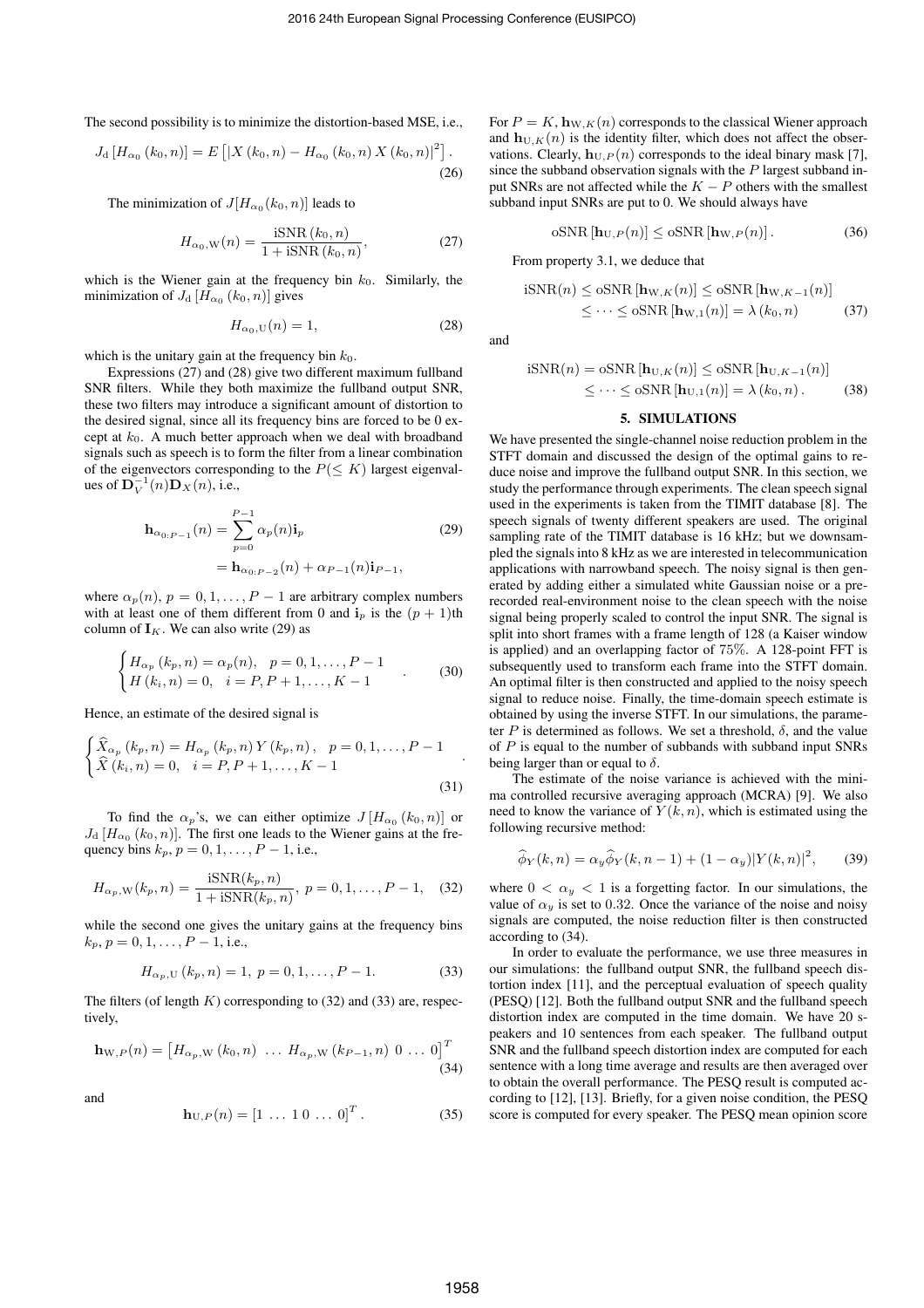The second possibility is to minimize the distortion-based MSE, i.e.,

$$J_{\rm d}\left[H_{\alpha_0}(k_0,n)\right] = E\left[\left|X(k_0,n) - H_{\alpha_0}(k_0,n)\,X(k_0,n)\right|^2\right]. \tag{26}$$

The minimization of $J[H_{\alpha_0}(k_0,n)]$ leads to

$$H_{\alpha_0,\rm W}(n) = \frac{\mathrm{iSNR}(k_0,n)}{1+\mathrm{iSNR}(k_0,n)}, \tag{27}$$

which is the Wiener gain at the frequency bin $k_0$. Similarly, the minimization of $J_{\rm d}\left[H_{\alpha_0}(k_0,n)\right]$ gives

$$H_{\alpha_0,\rm U}(n) = 1, \tag{28}$$

which is the unitary gain at the frequency bin $k_0$.

Expressions (27) and (28) give two different maximum fullband SNR filters. While they both maximize the fullband output SNR, these two filters may introduce a significant amount of distortion to the desired signal, since all its frequency bins are forced to be 0 except at $k_0$. A much better approach when we deal with broadband signals such as speech is to form the filter from a linear combination of the eigenvectors corresponding to the $P(\leq K)$ largest eigenvalues of $\mathbf{D}_V^{-1}(n)\mathbf{D}_X(n)$, i.e.,

$$\begin{aligned}\mathbf{h}_{\alpha_{0:P-1}}(n) &= \sum_{p=0}^{P-1}\alpha_p(n)\mathbf{i}_p \\ &= \mathbf{h}_{\alpha_{0:P-2}}(n) + \alpha_{P-1}(n)\mathbf{i}_{P-1},\end{aligned} \tag{29}$$

where $\alpha_p(n)$, $p = 0,1,\ldots,P-1$ are arbitrary complex numbers with at least one of them different from 0 and $\mathbf{i}_p$ is the $(p+1)$th column of $\mathbf{I}_K$. We can also write (29) as

$$\begin{cases} H_{\alpha_p}(k_p,n) = \alpha_p(n), & p = 0,1,\ldots,P-1 \\ H(k_i,n) = 0, & i = P, P+1,\ldots,K-1 \end{cases}. \tag{30}$$

Hence, an estimate of the desired signal is

$$\begin{cases} \widehat{X}_{\alpha_p}(k_p,n) = H_{\alpha_p}(k_p,n)\,Y(k_p,n), & p = 0,1,\ldots,P-1 \\ \widehat{X}(k_i,n) = 0, & i = P, P+1,\ldots,K-1 \end{cases}. \tag{31}$$

To find the $\alpha_p$'s, we can either optimize $J\left[H_{\alpha_0}(k_0,n)\right]$ or $J_{\rm d}\left[H_{\alpha_0}(k_0,n)\right]$. The first one leads to the Wiener gains at the frequency bins $k_p, p = 0,1,\ldots,P-1$, i.e.,

$$H_{\alpha_p,\rm W}(k_p,n) = \frac{\mathrm{iSNR}(k_p,n)}{1+\mathrm{iSNR}(k_p,n)},\ p = 0,1,\ldots,P-1, \tag{32}$$

while the second one gives the unitary gains at the frequency bins $k_p, p = 0,1,\ldots,P-1$, i.e.,

$$H_{\alpha_p,\rm U}(k_p,n) = 1,\ p = 0,1,\ldots,P-1. \tag{33}$$

The filters (of length $K$) corresponding to (32) and (33) are, respectively,

$$\mathbf{h}_{\mathrm{W},P}(n) = \left[H_{\alpha_p,\rm W}(k_0,n)\ \ldots\ H_{\alpha_p,\rm W}(k_{P-1},n)\ 0\ \ldots\ 0\right]^T \tag{34}$$

and

$$\mathbf{h}_{\mathrm{U},P}(n) = \left[1\ \ldots\ 1\ 0\ \ldots\ 0\right]^T. \tag{35}$$

For $P = K$, $\mathbf{h}_{\mathrm{W},K}(n)$ corresponds to the classical Wiener approach and $\mathbf{h}_{\mathrm{U},K}(n)$ is the identity filter, which does not affect the observations. Clearly, $\mathbf{h}_{\mathrm{U},P}(n)$ corresponds to the ideal binary mask [7], since the subband observation signals with the $P$ largest subband input SNRs are not affected while the $K-P$ others with the smallest subband input SNRs are put to 0. We should always have

$$\mathrm{oSNR}\left[\mathbf{h}_{\mathrm{U},P}(n)\right] \leq \mathrm{oSNR}\left[\mathbf{h}_{\mathrm{W},P}(n)\right]. \tag{36}$$

From property 3.1, we deduce that

$$\begin{aligned}\mathrm{iSNR}(n) &\leq \mathrm{oSNR}\left[\mathbf{h}_{\mathrm{W},K}(n)\right] \leq \mathrm{oSNR}\left[\mathbf{h}_{\mathrm{W},K-1}(n)\right] \\ &\leq \cdots \leq \mathrm{oSNR}\left[\mathbf{h}_{\mathrm{W},1}(n)\right] = \lambda(k_0,n)\end{aligned} \tag{37}$$

and

$$\begin{aligned}\mathrm{iSNR}(n) &= \mathrm{oSNR}\left[\mathbf{h}_{\mathrm{U},K}(n)\right] \leq \mathrm{oSNR}\left[\mathbf{h}_{\mathrm{U},K-1}(n)\right] \\ &\leq \cdots \leq \mathrm{oSNR}\left[\mathbf{h}_{\mathrm{U},1}(n)\right] = \lambda(k_0,n).\end{aligned} \tag{38}$$

## 5. SIMULATIONS

We have presented the single-channel noise reduction problem in the STFT domain and discussed the design of the optimal gains to reduce noise and improve the fullband output SNR. In this section, we study the performance through experiments. The clean speech signal used in the experiments is taken from the TIMIT database [8]. The speech signals of twenty different speakers are used. The original sampling rate of the TIMIT database is 16 kHz; but we downsampled the signals into 8 kHz as we are interested in telecommunication applications with narrowband speech. The noisy signal is then generated by adding either a simulated white Gaussian noise or a prerecorded real-environment noise to the clean speech with the noise signal being properly scaled to control the input SNR. The signal is split into short frames with a frame length of 128 (a Kaiser window is applied) and an overlapping factor of 75%. A 128-point FFT is subsequently used to transform each frame into the STFT domain. An optimal filter is then constructed and applied to the noisy speech signal to reduce noise. Finally, the time-domain speech estimate is obtained by using the inverse STFT. In our simulations, the parameter $P$ is determined as follows. We set a threshold, $\delta$, and the value of $P$ is equal to the number of subbands with subband input SNRs being larger than or equal to $\delta$.

The estimate of the noise variance is achieved with the minima controlled recursive averaging approach (MCRA) [9]. We also need to know the variance of $Y(k,n)$, which is estimated using the following recursive method:

$$\widehat{\phi}_Y(k,n) = \alpha_y\widehat{\phi}_Y(k,n-1) + (1-\alpha_y)|Y(k,n)|^2, \tag{39}$$

where $0 < \alpha_y < 1$ is a forgetting factor. In our simulations, the value of $\alpha_y$ is set to 0.32. Once the variance of the noise and noisy signals are computed, the noise reduction filter is then constructed according to (34).

In order to evaluate the performance, we use three measures in our simulations: the fullband output SNR, the fullband speech distortion index [11], and the perceptual evaluation of speech quality (PESQ) [12]. Both the fullband output SNR and the fullband speech distortion index are computed in the time domain. We have 20 speakers and 10 sentences from each speaker. The fullband output SNR and the fullband speech distortion index are computed for each sentence with a long time average and results are then averaged over to obtain the overall performance. The PESQ result is computed according to [12], [13]. Briefly, for a given noise condition, the PESQ score is computed for every speaker. The PESQ mean opinion score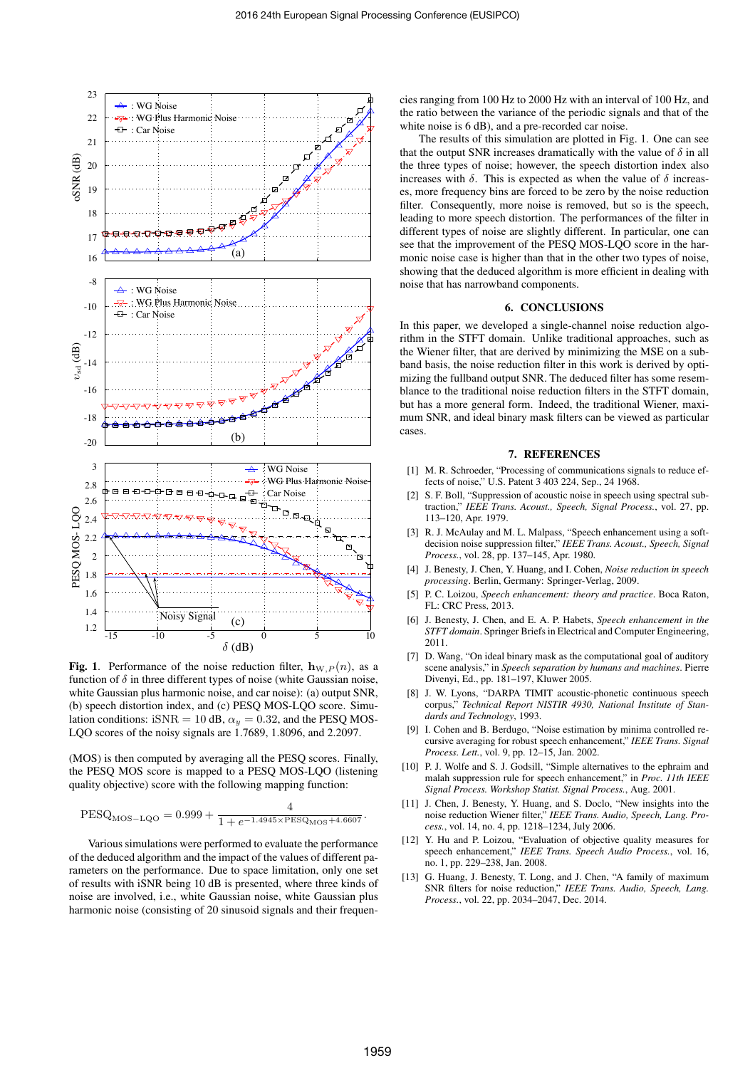23
22
21
20
19
18
17
16
oSNR (dB)
: WG Noise
: WG Plus Harmonic Noise
: Car Noise
(a)

-8
-10
-12
-14
-16
-18
-20
$v_{sd}$ (dB)
: WG Noise
: WG Plus Harmonic Noise
: Car Noise
(b)

3
2.8
2.6
2.4
2.2
2
1.8
1.6
1.4
1.2
PESQ MOS- LQO
WG Noise
WG Plus Harmonic Noise
Car Noise
Noisy Signal
(c)
-15 -10 -5 0 5 10
$\delta$ (dB)

**Fig. 1**. Performance of the noise reduction filter, $\mathbf{h}_{W,P}(n)$, as a function of $\delta$ in three different types of noise (white Gaussian noise, white Gaussian plus harmonic noise, and car noise): (a) output SNR, (b) speech distortion index, and (c) PESQ MOS-LQO score. Simulation conditions: $\text{iSNR} = 10$ dB, $\alpha_y = 0.32$, and the PESQ MOS-LQO scores of the noisy signals are 1.7689, 1.8096, and 2.2097.

(MOS) is then computed by averaging all the PESQ scores. Finally, the PESQ MOS score is mapped to a PESQ MOS-LQO (listening quality objective) score with the following mapping function:

$$\text{PESQ}_{\text{MOS-LQO}} = 0.999 + \frac{4}{1 + e^{-1.4945 \times \text{PESQ}_{\text{MOS}} + 4.6607}}.$$

Various simulations were performed to evaluate the performance of the deduced algorithm and the impact of the values of different parameters on the performance. Due to space limitation, only one set of results with iSNR being 10 dB is presented, where three kinds of noise are involved, i.e., white Gaussian noise, white Gaussian plus harmonic noise (consisting of 20 sinusoid signals and their frequencies ranging from 100 Hz to 2000 Hz with an interval of 100 Hz, and the ratio between the variance of the periodic signals and that of the white noise is 6 dB), and a pre-recorded car noise.

The results of this simulation are plotted in Fig. 1. One can see that the output SNR increases dramatically with the value of $\delta$ in all the three types of noise; however, the speech distortion index also increases with $\delta$. This is expected as when the value of $\delta$ increases, more frequency bins are forced to be zero by the noise reduction filter. Consequently, more noise is removed, but so is the speech, leading to more speech distortion. The performances of the filter in different types of noise are slightly different. In particular, one can see that the improvement of the PESQ MOS-LQO score in the harmonic noise case is higher than that in the other two types of noise, showing that the deduced algorithm is more efficient in dealing with noise that has narrowband components.

## 6. CONCLUSIONS

In this paper, we developed a single-channel noise reduction algorithm in the STFT domain. Unlike traditional approaches, such as the Wiener filter, that are derived by minimizing the MSE on a subband basis, the noise reduction filter in this work is derived by optimizing the fullband output SNR. The deduced filter has some resemblance to the traditional noise reduction filters in the STFT domain, but has a more general form. Indeed, the traditional Wiener, maximum SNR, and ideal binary mask filters can be viewed as particular cases.

## 7. REFERENCES

[1] M. R. Schroeder, "Processing of communications signals to reduce effects of noise," U.S. Patent 3 403 224, Sep., 24 1968.

[2] S. F. Boll, "Suppression of acoustic noise in speech using spectral subtraction," *IEEE Trans. Acoust., Speech, Signal Process.*, vol. 27, pp. 113–120, Apr. 1979.

[3] R. J. McAulay and M. L. Malpass, "Speech enhancement using a soft-decision noise suppression filter," *IEEE Trans. Acoust., Speech, Signal Process.*, vol. 28, pp. 137–145, Apr. 1980.

[4] J. Benesty, J. Chen, Y. Huang, and I. Cohen, *Noise reduction in speech processing*. Berlin, Germany: Springer-Verlag, 2009.

[5] P. C. Loizou, *Speech enhancement: theory and practice*. Boca Raton, FL: CRC Press, 2013.

[6] J. Benesty, J. Chen, and E. A. P. Habets, *Speech enhancement in the STFT domain*. Springer Briefs in Electrical and Computer Engineering, 2011.

[7] D. Wang, "On ideal binary mask as the computational goal of auditory scene analysis," in *Speech separation by humans and machines*. Pierre Divenyi, Ed., pp. 181–197, Kluwer 2005.

[8] J. W. Lyons, "DARPA TIMIT acoustic-phonetic continuous speech corpus," *Technical Report NISTIR 4930, National Institute of Standards and Technology*, 1993.

[9] I. Cohen and B. Berdugo, "Noise estimation by minima controlled recursive averaging for robust speech enhancement," *IEEE Trans. Signal Process. Lett.*, vol. 9, pp. 12–15, Jan. 2002.

[10] P. J. Wolfe and S. J. Godsill, "Simple alternatives to the ephraim and malah suppression rule for speech enhancement," in *Proc. 11th IEEE Signal Process. Workshop Statist. Signal Process.*, Aug. 2001.

[11] J. Chen, J. Benesty, Y. Huang, and S. Doclo, "New insights into the noise reduction Wiener filter," *IEEE Trans. Audio, Speech, Lang. Process.*, vol. 14, no. 4, pp. 1218–1234, July 2006.

[12] Y. Hu and P. Loizou, "Evaluation of objective quality measures for speech enhancement," *IEEE Trans. Speech Audio Process.*, vol. 16, no. 1, pp. 229–238, Jan. 2008.

[13] G. Huang, J. Benesty, T. Long, and J. Chen, "A family of maximum SNR filters for noise reduction," *IEEE Trans. Audio, Speech, Lang. Process.*, vol. 22, pp. 2034–2047, Dec. 2014.